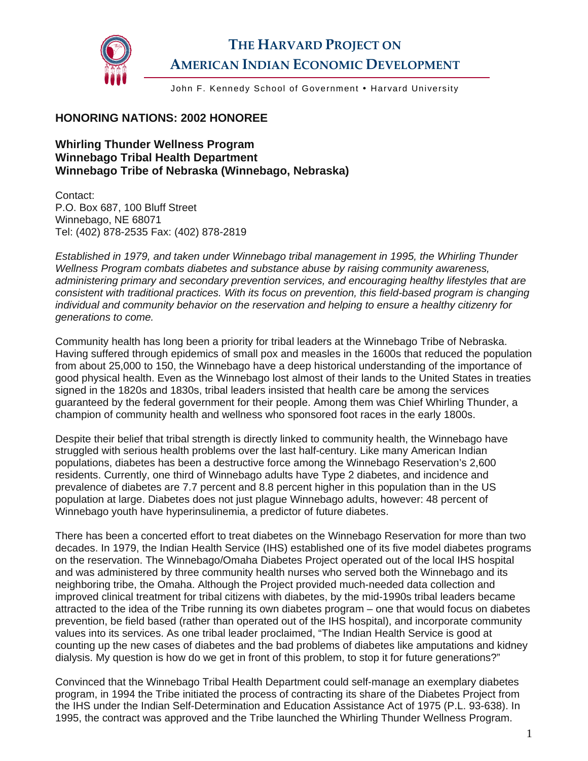# THE HARVARD PROJECT ON AMERICAN INDIAN ECONOMIC DEVELOPMENT

John F. Kennedy School of Government • Harvard University

## HONORING NATIONS: 2002 HONOREE

### Whirling Thunder Wellness Program
### Winnebago Tribal Health Department
### Winnebago Tribe of Nebraska (Winnebago, Nebraska)

Contact:
P.O. Box 687, 100 Bluff Street
Winnebago, NE 68071
Tel: (402) 878-2535 Fax: (402) 878-2819

*Established in 1979, and taken under Winnebago tribal management in 1995, the Whirling Thunder Wellness Program combats diabetes and substance abuse by raising community awareness, administering primary and secondary prevention services, and encouraging healthy lifestyles that are consistent with traditional practices. With its focus on prevention, this field-based program is changing individual and community behavior on the reservation and helping to ensure a healthy citizenry for generations to come.*

Community health has long been a priority for tribal leaders at the Winnebago Tribe of Nebraska. Having suffered through epidemics of small pox and measles in the 1600s that reduced the population from about 25,000 to 150, the Winnebago have a deep historical understanding of the importance of good physical health. Even as the Winnebago lost almost of their lands to the United States in treaties signed in the 1820s and 1830s, tribal leaders insisted that health care be among the services guaranteed by the federal government for their people. Among them was Chief Whirling Thunder, a champion of community health and wellness who sponsored foot races in the early 1800s.

Despite their belief that tribal strength is directly linked to community health, the Winnebago have struggled with serious health problems over the last half-century. Like many American Indian populations, diabetes has been a destructive force among the Winnebago Reservation's 2,600 residents. Currently, one third of Winnebago adults have Type 2 diabetes, and incidence and prevalence of diabetes are 7.7 percent and 8.8 percent higher in this population than in the US population at large. Diabetes does not just plague Winnebago adults, however: 48 percent of Winnebago youth have hyperinsulinemia, a predictor of future diabetes.

There has been a concerted effort to treat diabetes on the Winnebago Reservation for more than two decades. In 1979, the Indian Health Service (IHS) established one of its five model diabetes programs on the reservation. The Winnebago/Omaha Diabetes Project operated out of the local IHS hospital and was administered by three community health nurses who served both the Winnebago and its neighboring tribe, the Omaha. Although the Project provided much-needed data collection and improved clinical treatment for tribal citizens with diabetes, by the mid-1990s tribal leaders became attracted to the idea of the Tribe running its own diabetes program – one that would focus on diabetes prevention, be field based (rather than operated out of the IHS hospital), and incorporate community values into its services. As one tribal leader proclaimed, "The Indian Health Service is good at counting up the new cases of diabetes and the bad problems of diabetes like amputations and kidney dialysis. My question is how do we get in front of this problem, to stop it for future generations?"

Convinced that the Winnebago Tribal Health Department could self-manage an exemplary diabetes program, in 1994 the Tribe initiated the process of contracting its share of the Diabetes Project from the IHS under the Indian Self-Determination and Education Assistance Act of 1975 (P.L. 93-638). In 1995, the contract was approved and the Tribe launched the Whirling Thunder Wellness Program.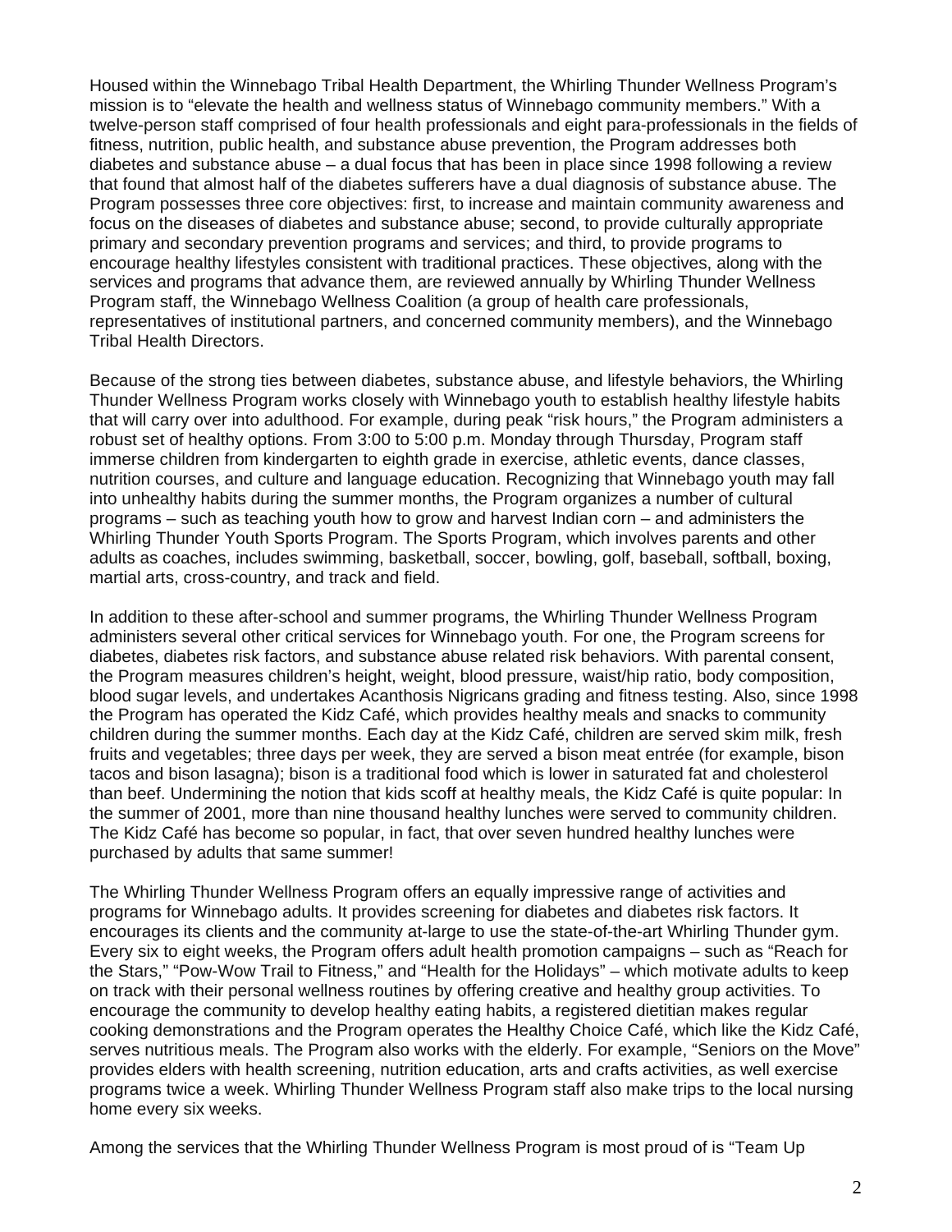Housed within the Winnebago Tribal Health Department, the Whirling Thunder Wellness Program's mission is to "elevate the health and wellness status of Winnebago community members." With a twelve-person staff comprised of four health professionals and eight para-professionals in the fields of fitness, nutrition, public health, and substance abuse prevention, the Program addresses both diabetes and substance abuse – a dual focus that has been in place since 1998 following a review that found that almost half of the diabetes sufferers have a dual diagnosis of substance abuse. The Program possesses three core objectives: first, to increase and maintain community awareness and focus on the diseases of diabetes and substance abuse; second, to provide culturally appropriate primary and secondary prevention programs and services; and third, to provide programs to encourage healthy lifestyles consistent with traditional practices. These objectives, along with the services and programs that advance them, are reviewed annually by Whirling Thunder Wellness Program staff, the Winnebago Wellness Coalition (a group of health care professionals, representatives of institutional partners, and concerned community members), and the Winnebago Tribal Health Directors.

Because of the strong ties between diabetes, substance abuse, and lifestyle behaviors, the Whirling Thunder Wellness Program works closely with Winnebago youth to establish healthy lifestyle habits that will carry over into adulthood. For example, during peak "risk hours," the Program administers a robust set of healthy options. From 3:00 to 5:00 p.m. Monday through Thursday, Program staff immerse children from kindergarten to eighth grade in exercise, athletic events, dance classes, nutrition courses, and culture and language education. Recognizing that Winnebago youth may fall into unhealthy habits during the summer months, the Program organizes a number of cultural programs – such as teaching youth how to grow and harvest Indian corn – and administers the Whirling Thunder Youth Sports Program. The Sports Program, which involves parents and other adults as coaches, includes swimming, basketball, soccer, bowling, golf, baseball, softball, boxing, martial arts, cross-country, and track and field.

In addition to these after-school and summer programs, the Whirling Thunder Wellness Program administers several other critical services for Winnebago youth. For one, the Program screens for diabetes, diabetes risk factors, and substance abuse related risk behaviors. With parental consent, the Program measures children's height, weight, blood pressure, waist/hip ratio, body composition, blood sugar levels, and undertakes Acanthosis Nigricans grading and fitness testing. Also, since 1998 the Program has operated the Kidz Café, which provides healthy meals and snacks to community children during the summer months. Each day at the Kidz Café, children are served skim milk, fresh fruits and vegetables; three days per week, they are served a bison meat entrée (for example, bison tacos and bison lasagna); bison is a traditional food which is lower in saturated fat and cholesterol than beef. Undermining the notion that kids scoff at healthy meals, the Kidz Café is quite popular: In the summer of 2001, more than nine thousand healthy lunches were served to community children. The Kidz Café has become so popular, in fact, that over seven hundred healthy lunches were purchased by adults that same summer!

The Whirling Thunder Wellness Program offers an equally impressive range of activities and programs for Winnebago adults. It provides screening for diabetes and diabetes risk factors. It encourages its clients and the community at-large to use the state-of-the-art Whirling Thunder gym. Every six to eight weeks, the Program offers adult health promotion campaigns – such as "Reach for the Stars," "Pow-Wow Trail to Fitness," and "Health for the Holidays" – which motivate adults to keep on track with their personal wellness routines by offering creative and healthy group activities. To encourage the community to develop healthy eating habits, a registered dietitian makes regular cooking demonstrations and the Program operates the Healthy Choice Café, which like the Kidz Café, serves nutritious meals. The Program also works with the elderly. For example, "Seniors on the Move" provides elders with health screening, nutrition education, arts and crafts activities, as well exercise programs twice a week. Whirling Thunder Wellness Program staff also make trips to the local nursing home every six weeks.

Among the services that the Whirling Thunder Wellness Program is most proud of is "Team Up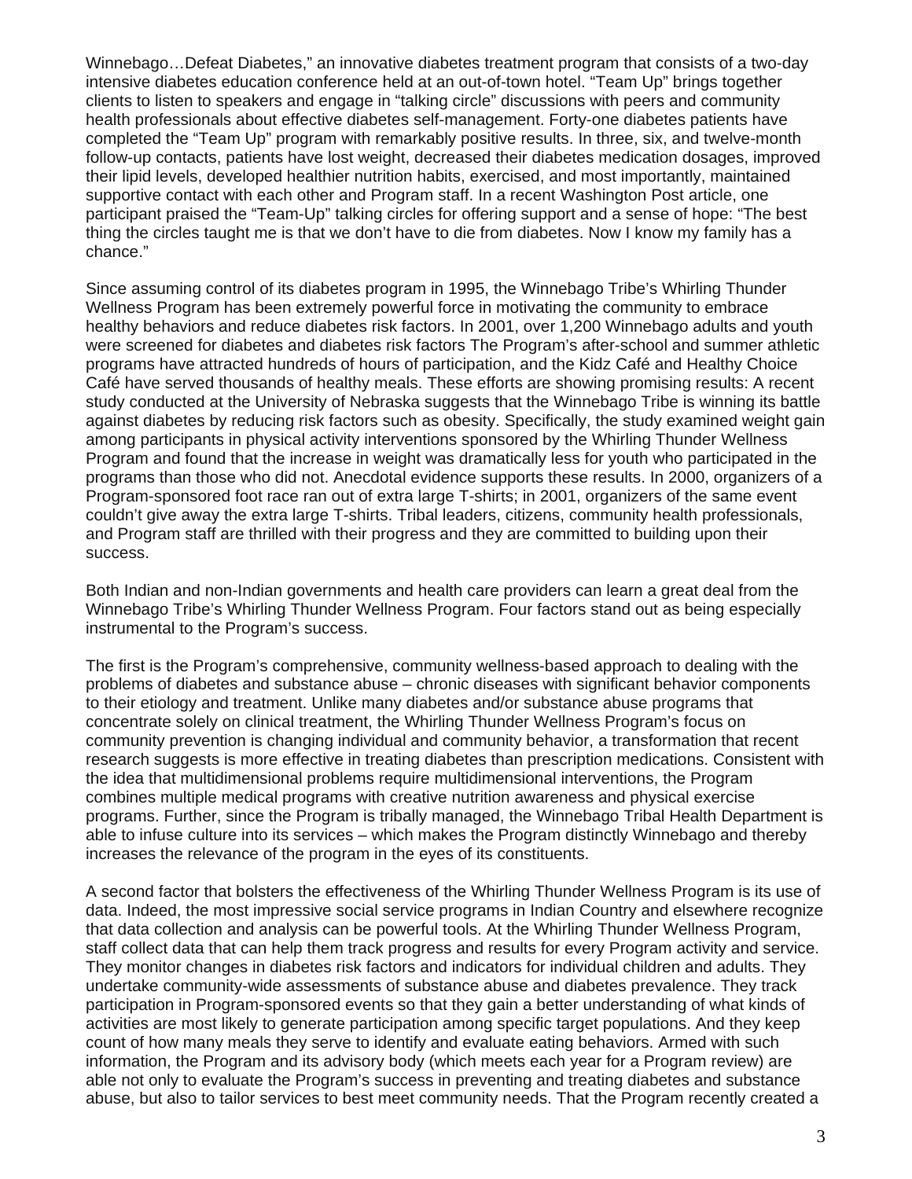Winnebago…Defeat Diabetes," an innovative diabetes treatment program that consists of a two-day intensive diabetes education conference held at an out-of-town hotel. "Team Up" brings together clients to listen to speakers and engage in "talking circle" discussions with peers and community health professionals about effective diabetes self-management. Forty-one diabetes patients have completed the "Team Up" program with remarkably positive results. In three, six, and twelve-month follow-up contacts, patients have lost weight, decreased their diabetes medication dosages, improved their lipid levels, developed healthier nutrition habits, exercised, and most importantly, maintained supportive contact with each other and Program staff. In a recent Washington Post article, one participant praised the "Team-Up" talking circles for offering support and a sense of hope: "The best thing the circles taught me is that we don't have to die from diabetes. Now I know my family has a chance."

Since assuming control of its diabetes program in 1995, the Winnebago Tribe's Whirling Thunder Wellness Program has been extremely powerful force in motivating the community to embrace healthy behaviors and reduce diabetes risk factors. In 2001, over 1,200 Winnebago adults and youth were screened for diabetes and diabetes risk factors The Program's after-school and summer athletic programs have attracted hundreds of hours of participation, and the Kidz Café and Healthy Choice Café have served thousands of healthy meals. These efforts are showing promising results: A recent study conducted at the University of Nebraska suggests that the Winnebago Tribe is winning its battle against diabetes by reducing risk factors such as obesity. Specifically, the study examined weight gain among participants in physical activity interventions sponsored by the Whirling Thunder Wellness Program and found that the increase in weight was dramatically less for youth who participated in the programs than those who did not. Anecdotal evidence supports these results. In 2000, organizers of a Program-sponsored foot race ran out of extra large T-shirts; in 2001, organizers of the same event couldn't give away the extra large T-shirts. Tribal leaders, citizens, community health professionals, and Program staff are thrilled with their progress and they are committed to building upon their success.

Both Indian and non-Indian governments and health care providers can learn a great deal from the Winnebago Tribe's Whirling Thunder Wellness Program. Four factors stand out as being especially instrumental to the Program's success.

The first is the Program's comprehensive, community wellness-based approach to dealing with the problems of diabetes and substance abuse – chronic diseases with significant behavior components to their etiology and treatment. Unlike many diabetes and/or substance abuse programs that concentrate solely on clinical treatment, the Whirling Thunder Wellness Program's focus on community prevention is changing individual and community behavior, a transformation that recent research suggests is more effective in treating diabetes than prescription medications. Consistent with the idea that multidimensional problems require multidimensional interventions, the Program combines multiple medical programs with creative nutrition awareness and physical exercise programs. Further, since the Program is tribally managed, the Winnebago Tribal Health Department is able to infuse culture into its services – which makes the Program distinctly Winnebago and thereby increases the relevance of the program in the eyes of its constituents.

A second factor that bolsters the effectiveness of the Whirling Thunder Wellness Program is its use of data. Indeed, the most impressive social service programs in Indian Country and elsewhere recognize that data collection and analysis can be powerful tools. At the Whirling Thunder Wellness Program, staff collect data that can help them track progress and results for every Program activity and service. They monitor changes in diabetes risk factors and indicators for individual children and adults. They undertake community-wide assessments of substance abuse and diabetes prevalence. They track participation in Program-sponsored events so that they gain a better understanding of what kinds of activities are most likely to generate participation among specific target populations. And they keep count of how many meals they serve to identify and evaluate eating behaviors. Armed with such information, the Program and its advisory body (which meets each year for a Program review) are able not only to evaluate the Program's success in preventing and treating diabetes and substance abuse, but also to tailor services to best meet community needs. That the Program recently created a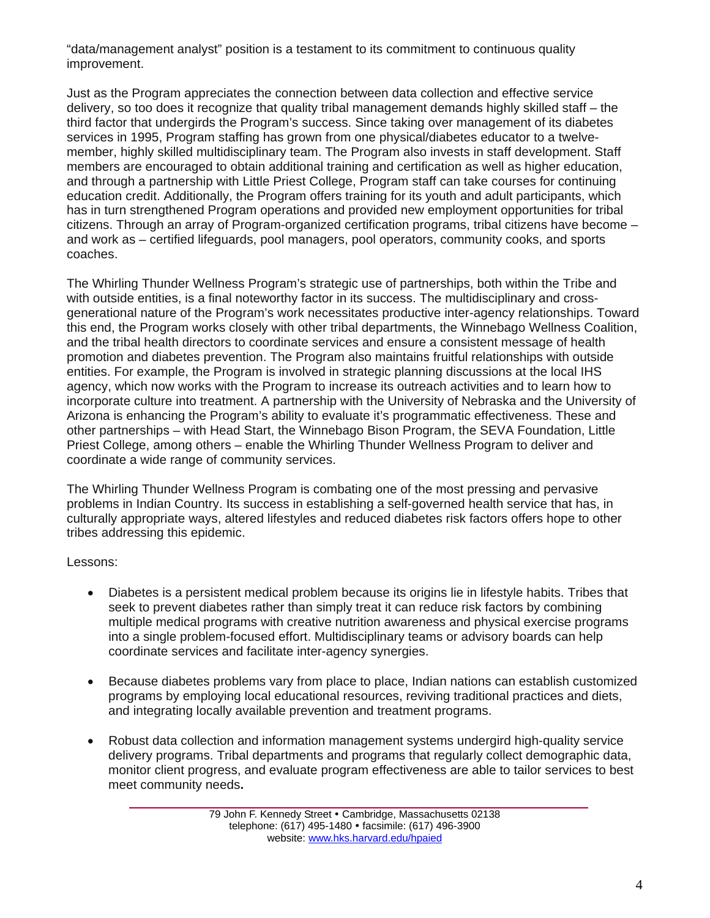"data/management analyst" position is a testament to its commitment to continuous quality improvement.

Just as the Program appreciates the connection between data collection and effective service delivery, so too does it recognize that quality tribal management demands highly skilled staff – the third factor that undergirds the Program's success. Since taking over management of its diabetes services in 1995, Program staffing has grown from one physical/diabetes educator to a twelve-member, highly skilled multidisciplinary team. The Program also invests in staff development. Staff members are encouraged to obtain additional training and certification as well as higher education, and through a partnership with Little Priest College, Program staff can take courses for continuing education credit. Additionally, the Program offers training for its youth and adult participants, which has in turn strengthened Program operations and provided new employment opportunities for tribal citizens. Through an array of Program-organized certification programs, tribal citizens have become – and work as – certified lifeguards, pool managers, pool operators, community cooks, and sports coaches.

The Whirling Thunder Wellness Program's strategic use of partnerships, both within the Tribe and with outside entities, is a final noteworthy factor in its success. The multidisciplinary and cross-generational nature of the Program's work necessitates productive inter-agency relationships. Toward this end, the Program works closely with other tribal departments, the Winnebago Wellness Coalition, and the tribal health directors to coordinate services and ensure a consistent message of health promotion and diabetes prevention. The Program also maintains fruitful relationships with outside entities. For example, the Program is involved in strategic planning discussions at the local IHS agency, which now works with the Program to increase its outreach activities and to learn how to incorporate culture into treatment. A partnership with the University of Nebraska and the University of Arizona is enhancing the Program's ability to evaluate it's programmatic effectiveness. These and other partnerships – with Head Start, the Winnebago Bison Program, the SEVA Foundation, Little Priest College, among others – enable the Whirling Thunder Wellness Program to deliver and coordinate a wide range of community services.

The Whirling Thunder Wellness Program is combating one of the most pressing and pervasive problems in Indian Country. Its success in establishing a self-governed health service that has, in culturally appropriate ways, altered lifestyles and reduced diabetes risk factors offers hope to other tribes addressing this epidemic.

Lessons:

- Diabetes is a persistent medical problem because its origins lie in lifestyle habits. Tribes that seek to prevent diabetes rather than simply treat it can reduce risk factors by combining multiple medical programs with creative nutrition awareness and physical exercise programs into a single problem-focused effort. Multidisciplinary teams or advisory boards can help coordinate services and facilitate inter-agency synergies.

- Because diabetes problems vary from place to place, Indian nations can establish customized programs by employing local educational resources, reviving traditional practices and diets, and integrating locally available prevention and treatment programs.

- Robust data collection and information management systems undergird high-quality service delivery programs. Tribal departments and programs that regularly collect demographic data, monitor client progress, and evaluate program effectiveness are able to tailor services to best meet community needs.